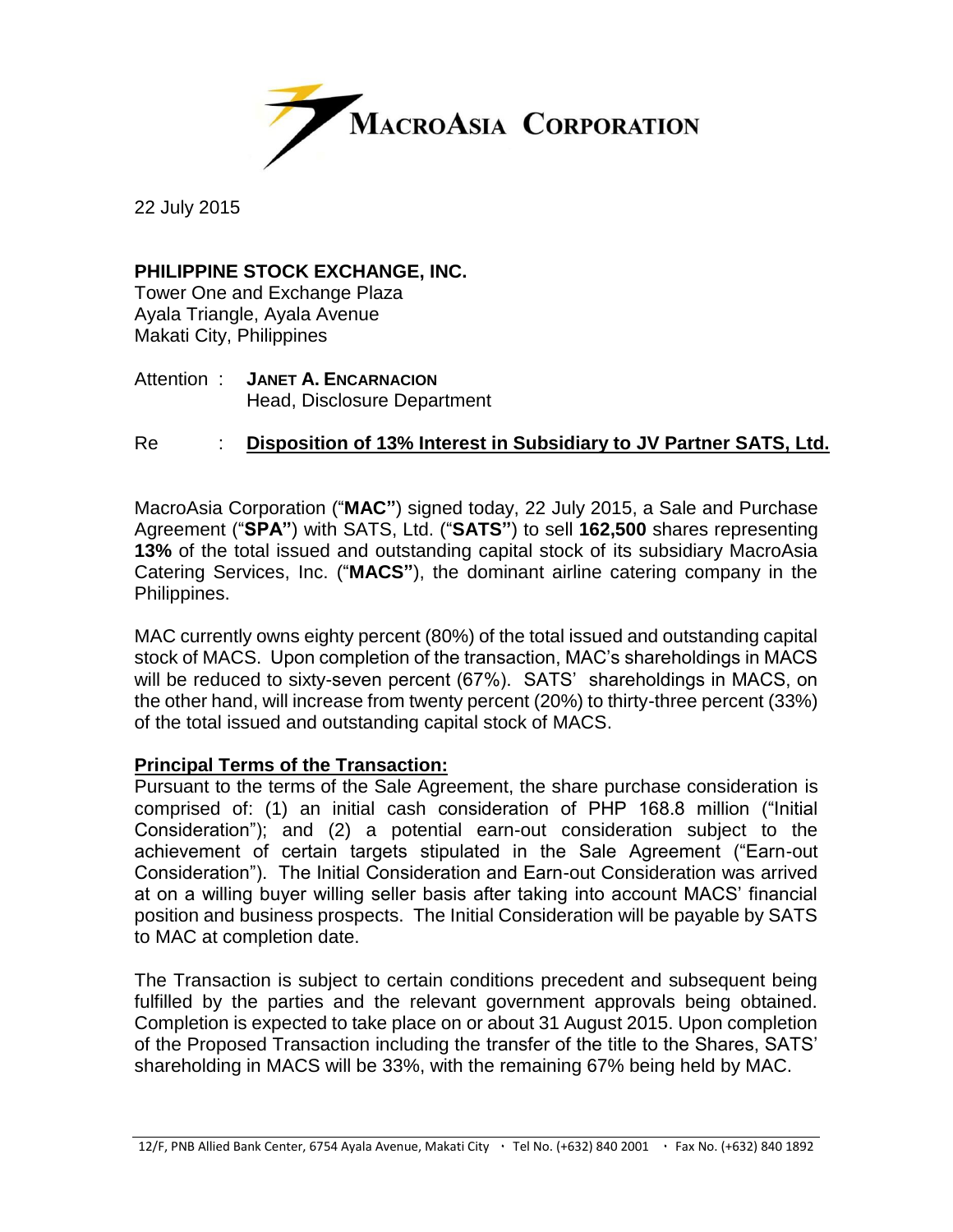MacroAsia Corporation

22 July 2015

**PHILIPPINE STOCK EXCHANGE, INC.**
Tower One and Exchange Plaza
Ayala Triangle, Ayala Avenue
Makati City, Philippines

Attention : **JANET A. ENCARNACION**
Head, Disclosure Department

Re : **Disposition of 13% Interest in Subsidiary to JV Partner SATS, Ltd.**

MacroAsia Corporation ("**MAC"**) signed today, 22 July 2015, a Sale and Purchase Agreement ("**SPA"**) with SATS, Ltd. ("**SATS"**) to sell **162,500** shares representing **13%** of the total issued and outstanding capital stock of its subsidiary MacroAsia Catering Services, Inc. ("**MACS"**), the dominant airline catering company in the Philippines.

MAC currently owns eighty percent (80%) of the total issued and outstanding capital stock of MACS. Upon completion of the transaction, MAC's shareholdings in MACS will be reduced to sixty-seven percent (67%). SATS' shareholdings in MACS, on the other hand, will increase from twenty percent (20%) to thirty-three percent (33%) of the total issued and outstanding capital stock of MACS.

**Principal Terms of the Transaction:**

Pursuant to the terms of the Sale Agreement, the share purchase consideration is comprised of: (1) an initial cash consideration of PHP 168.8 million ("Initial Consideration"); and (2) a potential earn-out consideration subject to the achievement of certain targets stipulated in the Sale Agreement ("Earn-out Consideration"). The Initial Consideration and Earn-out Consideration was arrived at on a willing buyer willing seller basis after taking into account MACS' financial position and business prospects. The Initial Consideration will be payable by SATS to MAC at completion date.

The Transaction is subject to certain conditions precedent and subsequent being fulfilled by the parties and the relevant government approvals being obtained. Completion is expected to take place on or about 31 August 2015. Upon completion of the Proposed Transaction including the transfer of the title to the Shares, SATS' shareholding in MACS will be 33%, with the remaining 67% being held by MAC.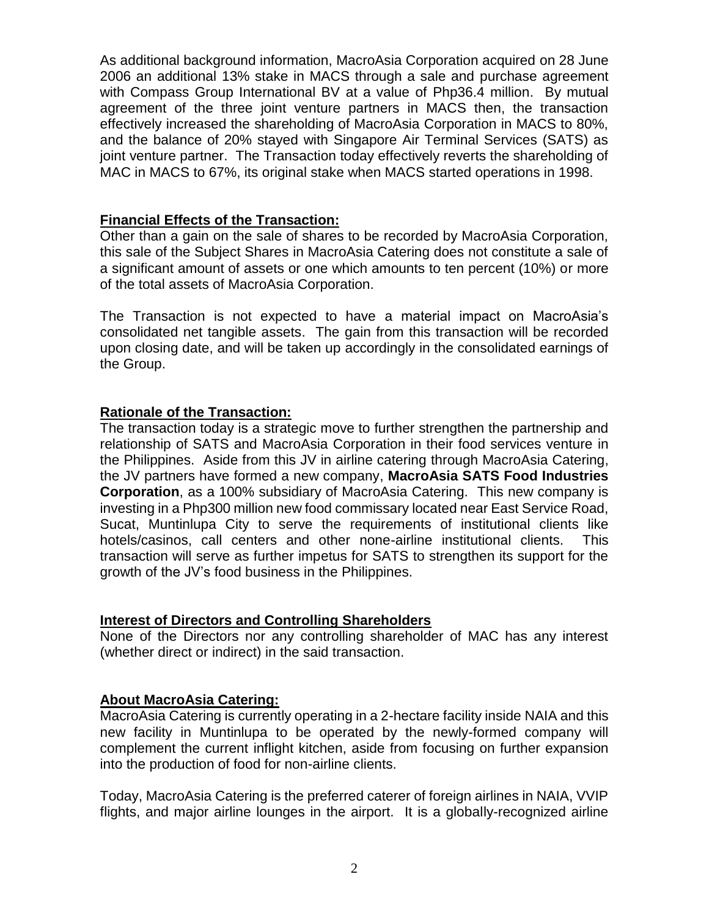As additional background information, MacroAsia Corporation acquired on 28 June 2006 an additional 13% stake in MACS through a sale and purchase agreement with Compass Group International BV at a value of Php36.4 million. By mutual agreement of the three joint venture partners in MACS then, the transaction effectively increased the shareholding of MacroAsia Corporation in MACS to 80%, and the balance of 20% stayed with Singapore Air Terminal Services (SATS) as joint venture partner. The Transaction today effectively reverts the shareholding of MAC in MACS to 67%, its original stake when MACS started operations in 1998.

**Financial Effects of the Transaction:**

Other than a gain on the sale of shares to be recorded by MacroAsia Corporation, this sale of the Subject Shares in MacroAsia Catering does not constitute a sale of a significant amount of assets or one which amounts to ten percent (10%) or more of the total assets of MacroAsia Corporation.

The Transaction is not expected to have a material impact on MacroAsia's consolidated net tangible assets. The gain from this transaction will be recorded upon closing date, and will be taken up accordingly in the consolidated earnings of the Group.

**Rationale of the Transaction:**

The transaction today is a strategic move to further strengthen the partnership and relationship of SATS and MacroAsia Corporation in their food services venture in the Philippines. Aside from this JV in airline catering through MacroAsia Catering, the JV partners have formed a new company, **MacroAsia SATS Food Industries Corporation**, as a 100% subsidiary of MacroAsia Catering. This new company is investing in a Php300 million new food commissary located near East Service Road, Sucat, Muntinlupa City to serve the requirements of institutional clients like hotels/casinos, call centers and other none-airline institutional clients. This transaction will serve as further impetus for SATS to strengthen its support for the growth of the JV's food business in the Philippines.

**Interest of Directors and Controlling Shareholders**

None of the Directors nor any controlling shareholder of MAC has any interest (whether direct or indirect) in the said transaction.

**About MacroAsia Catering:**

MacroAsia Catering is currently operating in a 2-hectare facility inside NAIA and this new facility in Muntinlupa to be operated by the newly-formed company will complement the current inflight kitchen, aside from focusing on further expansion into the production of food for non-airline clients.

Today, MacroAsia Catering is the preferred caterer of foreign airlines in NAIA, VVIP flights, and major airline lounges in the airport. It is a globally-recognized airline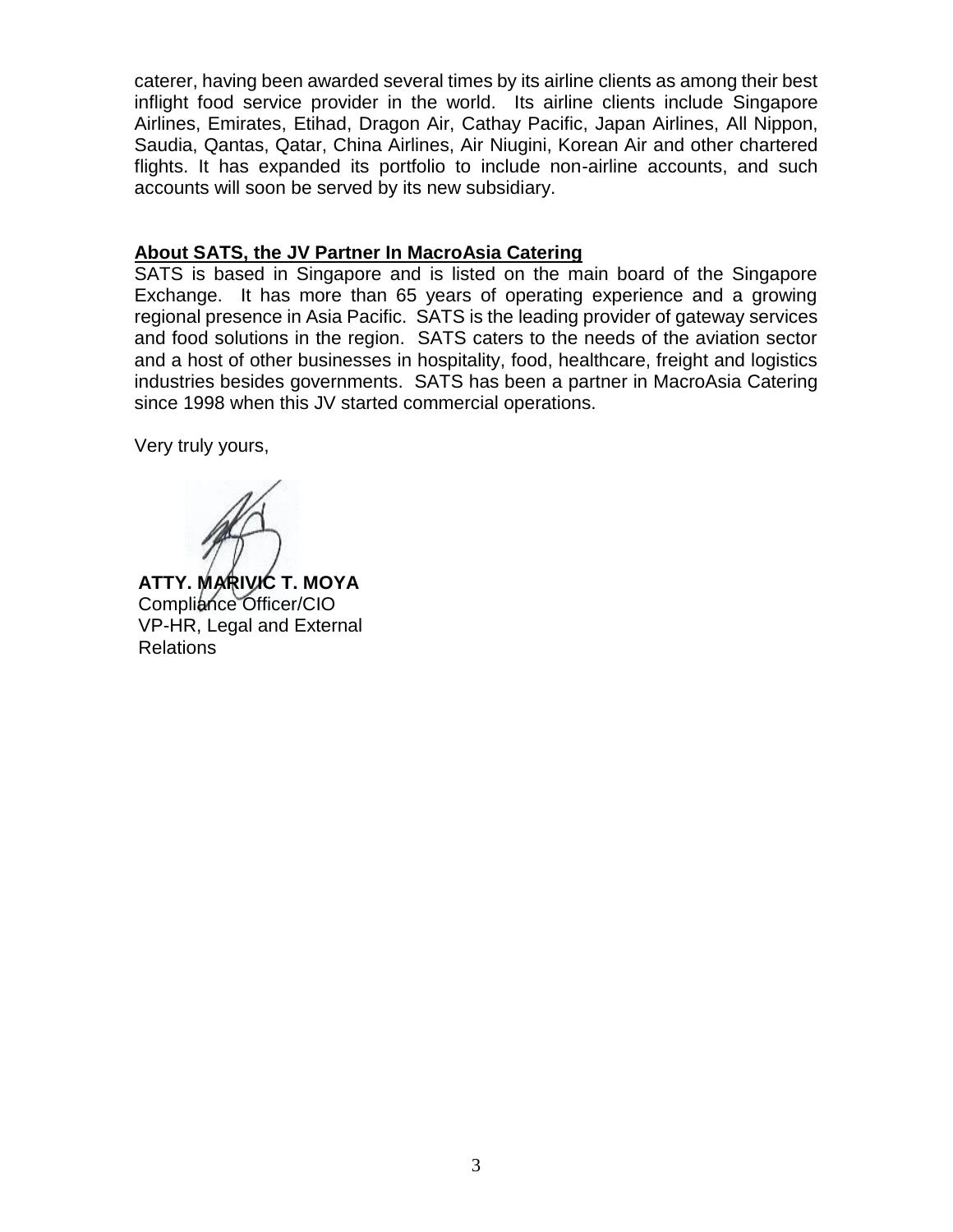caterer, having been awarded several times by its airline clients as among their best inflight food service provider in the world. Its airline clients include Singapore Airlines, Emirates, Etihad, Dragon Air, Cathay Pacific, Japan Airlines, All Nippon, Saudia, Qantas, Qatar, China Airlines, Air Niugini, Korean Air and other chartered flights. It has expanded its portfolio to include non-airline accounts, and such accounts will soon be served by its new subsidiary.

**About SATS, the JV Partner In MacroAsia Catering**

SATS is based in Singapore and is listed on the main board of the Singapore Exchange. It has more than 65 years of operating experience and a growing regional presence in Asia Pacific. SATS is the leading provider of gateway services and food solutions in the region. SATS caters to the needs of the aviation sector and a host of other businesses in hospitality, food, healthcare, freight and logistics industries besides governments. SATS has been a partner in MacroAsia Catering since 1998 when this JV started commercial operations.

Very truly yours,

**ATTY. MARIVIC T. MOYA**
Compliance Officer/CIO
VP-HR, Legal and External Relations